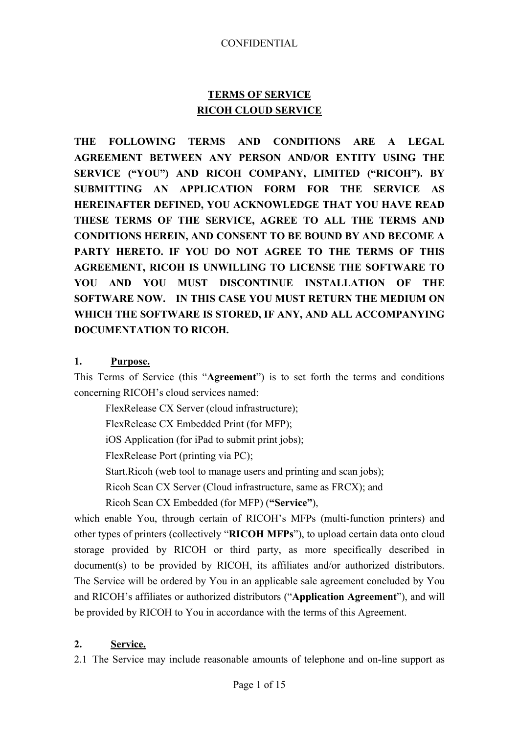CONFIDENTIAL

# TERMS OF SERVICE
# RICOH CLOUD SERVICE

**THE FOLLOWING TERMS AND CONDITIONS ARE A LEGAL AGREEMENT BETWEEN ANY PERSON AND/OR ENTITY USING THE SERVICE ("YOU") AND RICOH COMPANY, LIMITED ("RICOH"). BY SUBMITTING AN APPLICATION FORM FOR THE SERVICE AS HEREINAFTER DEFINED, YOU ACKNOWLEDGE THAT YOU HAVE READ THESE TERMS OF THE SERVICE, AGREE TO ALL THE TERMS AND CONDITIONS HEREIN, AND CONSENT TO BE BOUND BY AND BECOME A PARTY HERETO. IF YOU DO NOT AGREE TO THE TERMS OF THIS AGREEMENT, RICOH IS UNWILLING TO LICENSE THE SOFTWARE TO YOU AND YOU MUST DISCONTINUE INSTALLATION OF THE SOFTWARE NOW. IN THIS CASE YOU MUST RETURN THE MEDIUM ON WHICH THE SOFTWARE IS STORED, IF ANY, AND ALL ACCOMPANYING DOCUMENTATION TO RICOH.**

## 1. Purpose.

This Terms of Service (this "**Agreement**") is to set forth the terms and conditions concerning RICOH's cloud services named:

> FlexRelease CX Server (cloud infrastructure);
> FlexRelease CX Embedded Print (for MFP);
> iOS Application (for iPad to submit print jobs);
> FlexRelease Port (printing via PC);
> Start.Ricoh (web tool to manage users and printing and scan jobs);
> Ricoh Scan CX Server (Cloud infrastructure, same as FRCX); and
> Ricoh Scan CX Embedded (for MFP) (**"Service"**),

which enable You, through certain of RICOH's MFPs (multi-function printers) and other types of printers (collectively "**RICOH MFPs**"), to upload certain data onto cloud storage provided by RICOH or third party, as more specifically described in document(s) to be provided by RICOH, its affiliates and/or authorized distributors. The Service will be ordered by You in an applicable sale agreement concluded by You and RICOH's affiliates or authorized distributors ("**Application Agreement**"), and will be provided by RICOH to You in accordance with the terms of this Agreement.

## 2. Service.

2.1 The Service may include reasonable amounts of telephone and on-line support as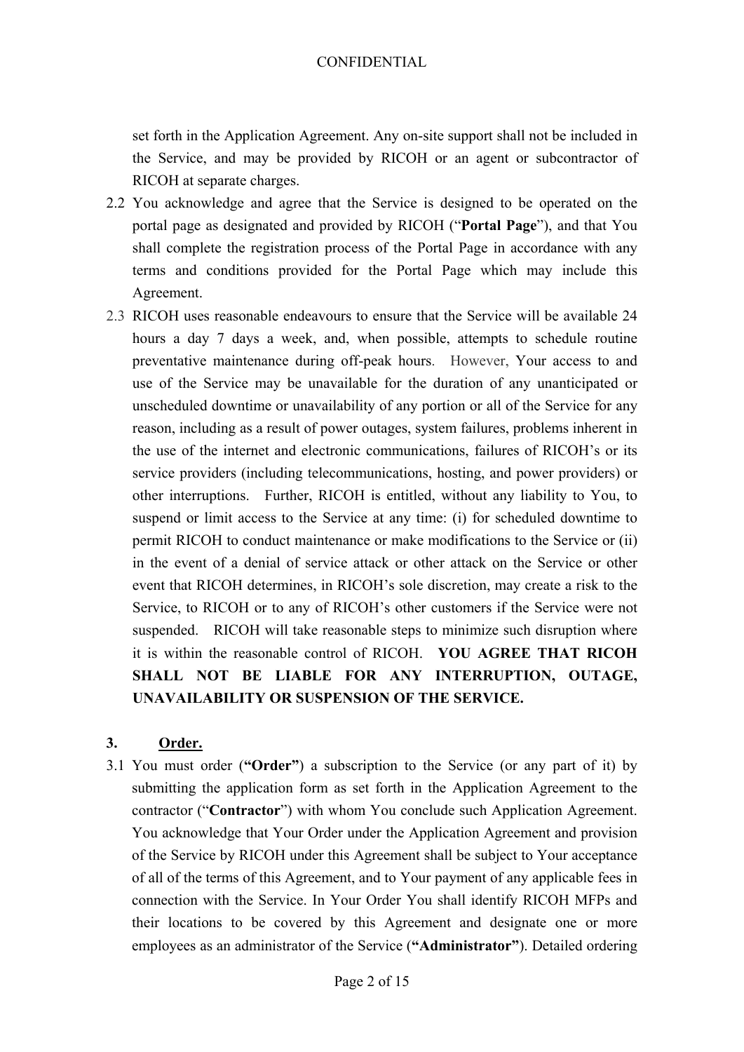set forth in the Application Agreement. Any on-site support shall not be included in the Service, and may be provided by RICOH or an agent or subcontractor of RICOH at separate charges.

2.2 You acknowledge and agree that the Service is designed to be operated on the portal page as designated and provided by RICOH ("**Portal Page**"), and that You shall complete the registration process of the Portal Page in accordance with any terms and conditions provided for the Portal Page which may include this Agreement.

2.3 RICOH uses reasonable endeavours to ensure that the Service will be available 24 hours a day 7 days a week, and, when possible, attempts to schedule routine preventative maintenance during off-peak hours. However, Your access to and use of the Service may be unavailable for the duration of any unanticipated or unscheduled downtime or unavailability of any portion or all of the Service for any reason, including as a result of power outages, system failures, problems inherent in the use of the internet and electronic communications, failures of RICOH's or its service providers (including telecommunications, hosting, and power providers) or other interruptions. Further, RICOH is entitled, without any liability to You, to suspend or limit access to the Service at any time: (i) for scheduled downtime to permit RICOH to conduct maintenance or make modifications to the Service or (ii) in the event of a denial of service attack or other attack on the Service or other event that RICOH determines, in RICOH's sole discretion, may create a risk to the Service, to RICOH or to any of RICOH's other customers if the Service were not suspended. RICOH will take reasonable steps to minimize such disruption where it is within the reasonable control of RICOH. **YOU AGREE THAT RICOH SHALL NOT BE LIABLE FOR ANY INTERRUPTION, OUTAGE, UNAVAILABILITY OR SUSPENSION OF THE SERVICE.**

## 3. Order.

3.1 You must order (**"Order"**) a subscription to the Service (or any part of it) by submitting the application form as set forth in the Application Agreement to the contractor ("**Contractor**") with whom You conclude such Application Agreement. You acknowledge that Your Order under the Application Agreement and provision of the Service by RICOH under this Agreement shall be subject to Your acceptance of all of the terms of this Agreement, and to Your payment of any applicable fees in connection with the Service. In Your Order You shall identify RICOH MFPs and their locations to be covered by this Agreement and designate one or more employees as an administrator of the Service (**"Administrator"**). Detailed ordering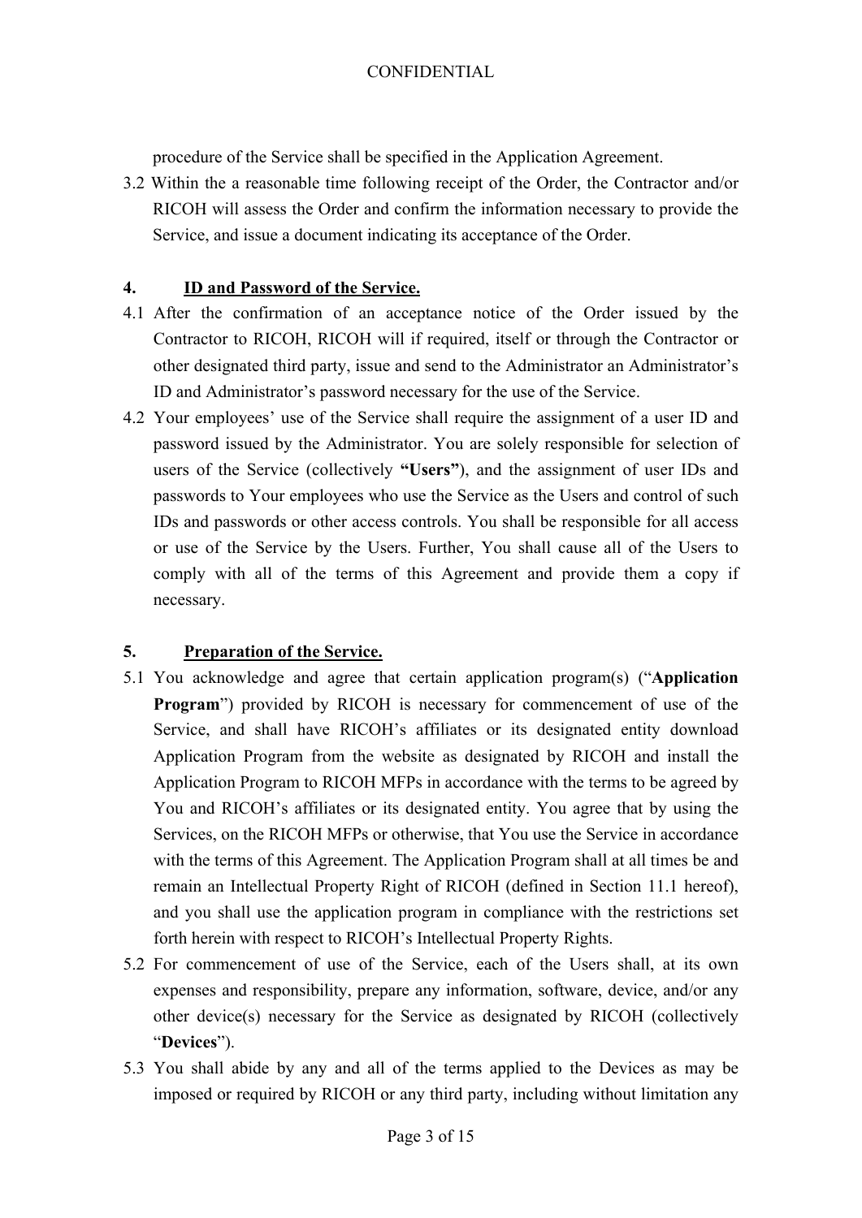procedure of the Service shall be specified in the Application Agreement.

3.2 Within the a reasonable time following receipt of the Order, the Contractor and/or RICOH will assess the Order and confirm the information necessary to provide the Service, and issue a document indicating its acceptance of the Order.

**4. <u>ID and Password of the Service.</u>**

4.1 After the confirmation of an acceptance notice of the Order issued by the Contractor to RICOH, RICOH will if required, itself or through the Contractor or other designated third party, issue and send to the Administrator an Administrator's ID and Administrator's password necessary for the use of the Service.

4.2 Your employees' use of the Service shall require the assignment of a user ID and password issued by the Administrator. You are solely responsible for selection of users of the Service (collectively **"Users"**), and the assignment of user IDs and passwords to Your employees who use the Service as the Users and control of such IDs and passwords or other access controls. You shall be responsible for all access or use of the Service by the Users. Further, You shall cause all of the Users to comply with all of the terms of this Agreement and provide them a copy if necessary.

**5. <u>Preparation of the Service.</u>**

5.1 You acknowledge and agree that certain application program(s) ("**Application Program**") provided by RICOH is necessary for commencement of use of the Service, and shall have RICOH's affiliates or its designated entity download Application Program from the website as designated by RICOH and install the Application Program to RICOH MFPs in accordance with the terms to be agreed by You and RICOH's affiliates or its designated entity. You agree that by using the Services, on the RICOH MFPs or otherwise, that You use the Service in accordance with the terms of this Agreement. The Application Program shall at all times be and remain an Intellectual Property Right of RICOH (defined in Section 11.1 hereof), and you shall use the application program in compliance with the restrictions set forth herein with respect to RICOH's Intellectual Property Rights.

5.2 For commencement of use of the Service, each of the Users shall, at its own expenses and responsibility, prepare any information, software, device, and/or any other device(s) necessary for the Service as designated by RICOH (collectively "**Devices**").

5.3 You shall abide by any and all of the terms applied to the Devices as may be imposed or required by RICOH or any third party, including without limitation any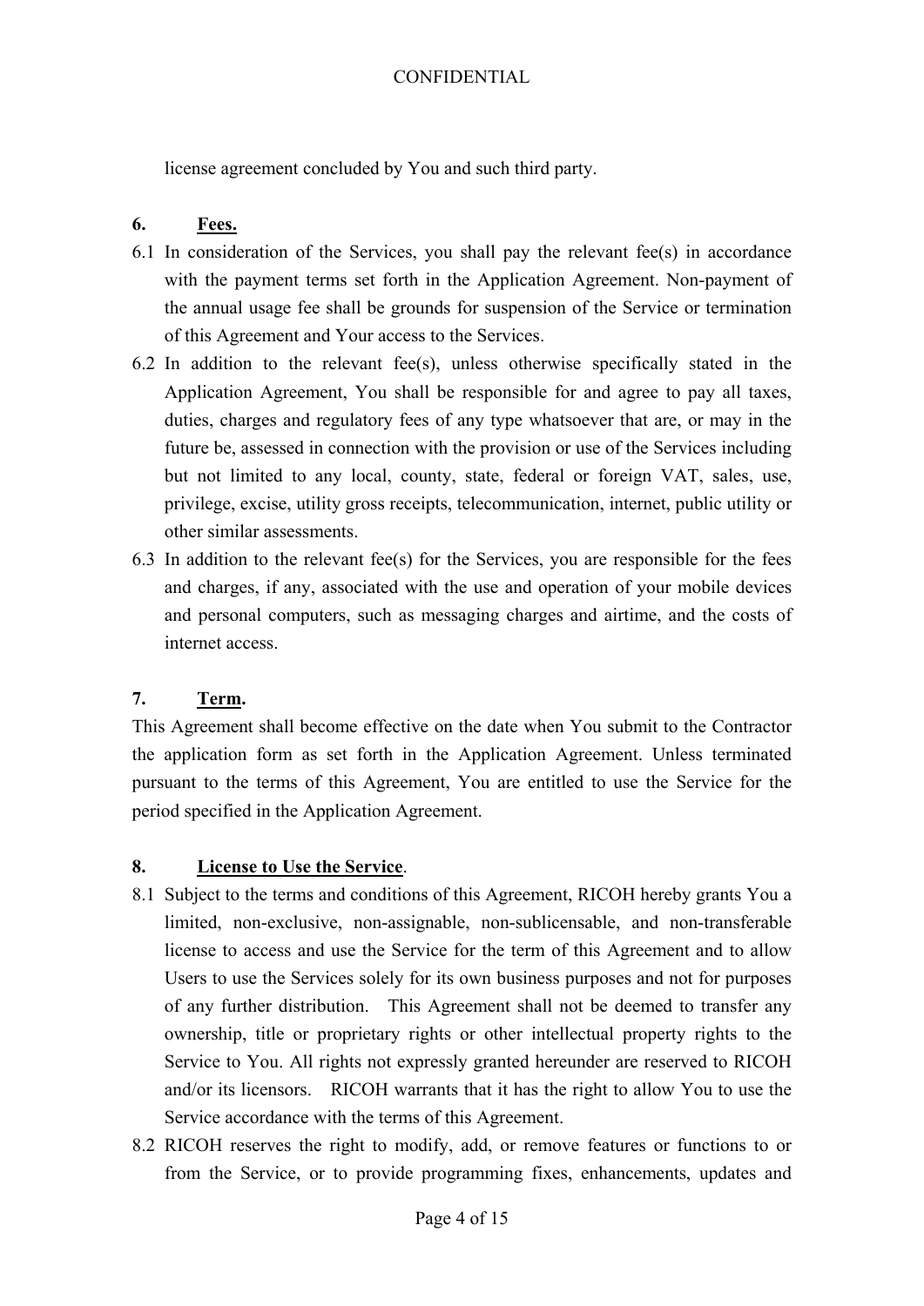license agreement concluded by You and such third party.

**6. <u>Fees.</u>**

6.1 In consideration of the Services, you shall pay the relevant fee(s) in accordance with the payment terms set forth in the Application Agreement. Non-payment of the annual usage fee shall be grounds for suspension of the Service or termination of this Agreement and Your access to the Services.

6.2 In addition to the relevant fee(s), unless otherwise specifically stated in the Application Agreement, You shall be responsible for and agree to pay all taxes, duties, charges and regulatory fees of any type whatsoever that are, or may in the future be, assessed in connection with the provision or use of the Services including but not limited to any local, county, state, federal or foreign VAT, sales, use, privilege, excise, utility gross receipts, telecommunication, internet, public utility or other similar assessments.

6.3 In addition to the relevant fee(s) for the Services, you are responsible for the fees and charges, if any, associated with the use and operation of your mobile devices and personal computers, such as messaging charges and airtime, and the costs of internet access.

**7. <u>Term</u>.**

This Agreement shall become effective on the date when You submit to the Contractor the application form as set forth in the Application Agreement. Unless terminated pursuant to the terms of this Agreement, You are entitled to use the Service for the period specified in the Application Agreement.

**8. <u>License to Use the Service</u>.**

8.1 Subject to the terms and conditions of this Agreement, RICOH hereby grants You a limited, non-exclusive, non-assignable, non-sublicensable, and non-transferable license to access and use the Service for the term of this Agreement and to allow Users to use the Services solely for its own business purposes and not for purposes of any further distribution. This Agreement shall not be deemed to transfer any ownership, title or proprietary rights or other intellectual property rights to the Service to You. All rights not expressly granted hereunder are reserved to RICOH and/or its licensors. RICOH warrants that it has the right to allow You to use the Service accordance with the terms of this Agreement.

8.2 RICOH reserves the right to modify, add, or remove features or functions to or from the Service, or to provide programming fixes, enhancements, updates and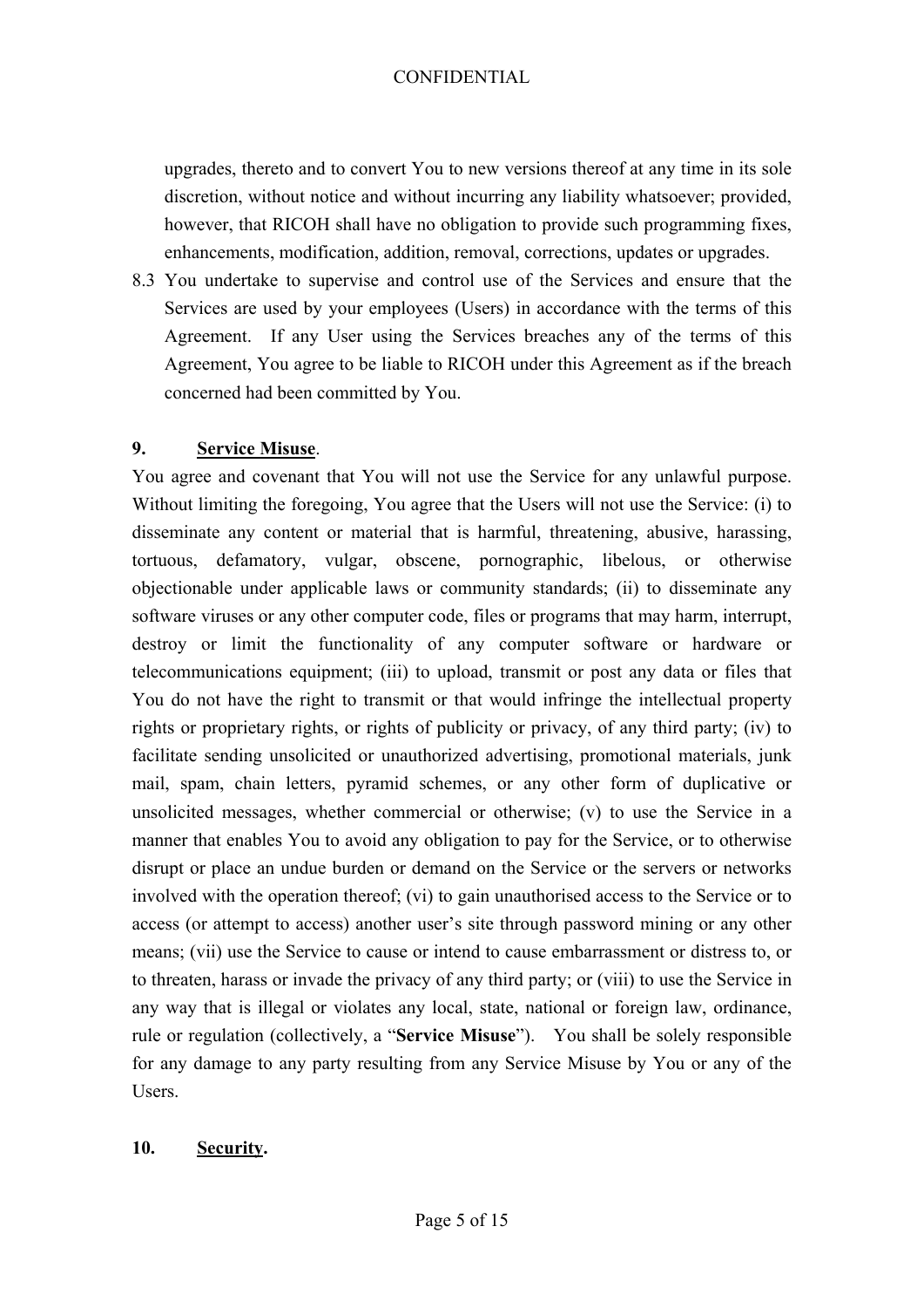upgrades, thereto and to convert You to new versions thereof at any time in its sole discretion, without notice and without incurring any liability whatsoever; provided, however, that RICOH shall have no obligation to provide such programming fixes, enhancements, modification, addition, removal, corrections, updates or upgrades.

8.3 You undertake to supervise and control use of the Services and ensure that the Services are used by your employees (Users) in accordance with the terms of this Agreement. If any User using the Services breaches any of the terms of this Agreement, You agree to be liable to RICOH under this Agreement as if the breach concerned had been committed by You.

**9. <u>Service Misuse</u>.**

You agree and covenant that You will not use the Service for any unlawful purpose. Without limiting the foregoing, You agree that the Users will not use the Service: (i) to disseminate any content or material that is harmful, threatening, abusive, harassing, tortuous, defamatory, vulgar, obscene, pornographic, libelous, or otherwise objectionable under applicable laws or community standards; (ii) to disseminate any software viruses or any other computer code, files or programs that may harm, interrupt, destroy or limit the functionality of any computer software or hardware or telecommunications equipment; (iii) to upload, transmit or post any data or files that You do not have the right to transmit or that would infringe the intellectual property rights or proprietary rights, or rights of publicity or privacy, of any third party; (iv) to facilitate sending unsolicited or unauthorized advertising, promotional materials, junk mail, spam, chain letters, pyramid schemes, or any other form of duplicative or unsolicited messages, whether commercial or otherwise; (v) to use the Service in a manner that enables You to avoid any obligation to pay for the Service, or to otherwise disrupt or place an undue burden or demand on the Service or the servers or networks involved with the operation thereof; (vi) to gain unauthorised access to the Service or to access (or attempt to access) another user's site through password mining or any other means; (vii) use the Service to cause or intend to cause embarrassment or distress to, or to threaten, harass or invade the privacy of any third party; or (viii) to use the Service in any way that is illegal or violates any local, state, national or foreign law, ordinance, rule or regulation (collectively, a "**Service Misuse**"). You shall be solely responsible for any damage to any party resulting from any Service Misuse by You or any of the Users.

**10. <u>Security</u>.**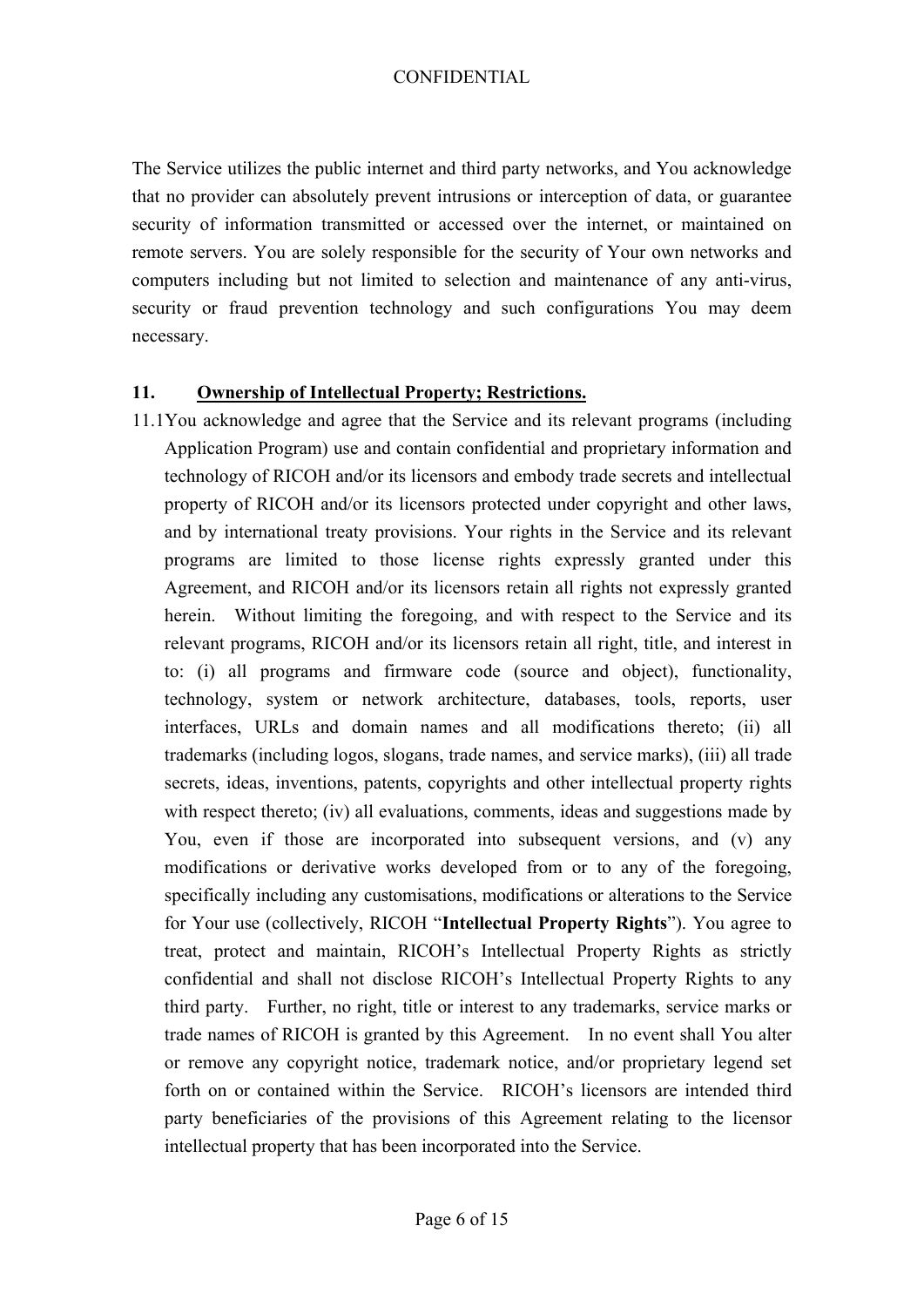The Service utilizes the public internet and third party networks, and You acknowledge that no provider can absolutely prevent intrusions or interception of data, or guarantee security of information transmitted or accessed over the internet, or maintained on remote servers. You are solely responsible for the security of Your own networks and computers including but not limited to selection and maintenance of any anti-virus, security or fraud prevention technology and such configurations You may deem necessary.

## 11. Ownership of Intellectual Property; Restrictions.

11.1 You acknowledge and agree that the Service and its relevant programs (including Application Program) use and contain confidential and proprietary information and technology of RICOH and/or its licensors and embody trade secrets and intellectual property of RICOH and/or its licensors protected under copyright and other laws, and by international treaty provisions. Your rights in the Service and its relevant programs are limited to those license rights expressly granted under this Agreement, and RICOH and/or its licensors retain all rights not expressly granted herein. Without limiting the foregoing, and with respect to the Service and its relevant programs, RICOH and/or its licensors retain all right, title, and interest in to: (i) all programs and firmware code (source and object), functionality, technology, system or network architecture, databases, tools, reports, user interfaces, URLs and domain names and all modifications thereto; (ii) all trademarks (including logos, slogans, trade names, and service marks), (iii) all trade secrets, ideas, inventions, patents, copyrights and other intellectual property rights with respect thereto; (iv) all evaluations, comments, ideas and suggestions made by You, even if those are incorporated into subsequent versions, and (v) any modifications or derivative works developed from or to any of the foregoing, specifically including any customisations, modifications or alterations to the Service for Your use (collectively, RICOH "**Intellectual Property Rights**"). You agree to treat, protect and maintain, RICOH's Intellectual Property Rights as strictly confidential and shall not disclose RICOH's Intellectual Property Rights to any third party. Further, no right, title or interest to any trademarks, service marks or trade names of RICOH is granted by this Agreement. In no event shall You alter or remove any copyright notice, trademark notice, and/or proprietary legend set forth on or contained within the Service. RICOH's licensors are intended third party beneficiaries of the provisions of this Agreement relating to the licensor intellectual property that has been incorporated into the Service.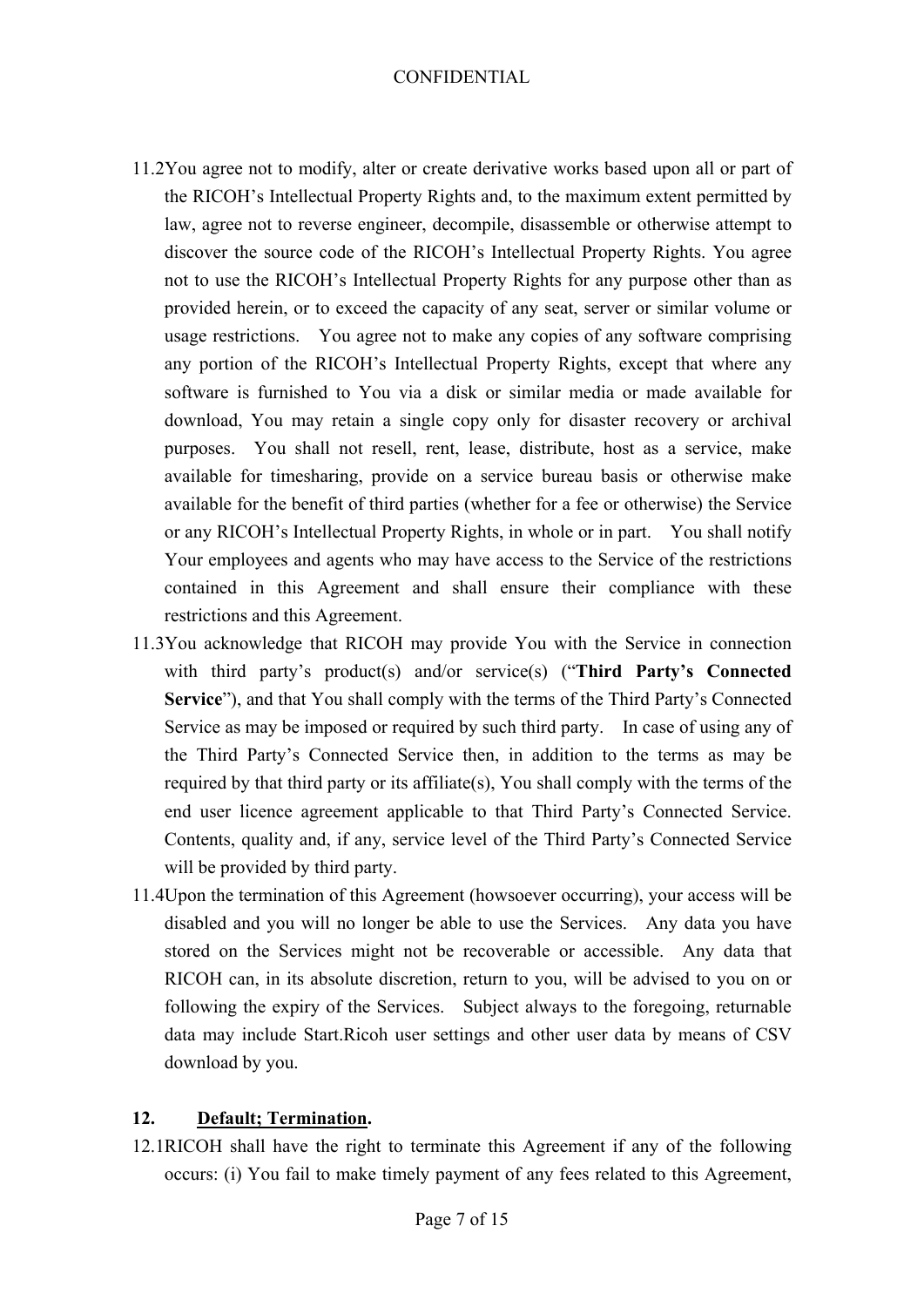11.2 You agree not to modify, alter or create derivative works based upon all or part of the RICOH's Intellectual Property Rights and, to the maximum extent permitted by law, agree not to reverse engineer, decompile, disassemble or otherwise attempt to discover the source code of the RICOH's Intellectual Property Rights. You agree not to use the RICOH's Intellectual Property Rights for any purpose other than as provided herein, or to exceed the capacity of any seat, server or similar volume or usage restrictions. You agree not to make any copies of any software comprising any portion of the RICOH's Intellectual Property Rights, except that where any software is furnished to You via a disk or similar media or made available for download, You may retain a single copy only for disaster recovery or archival purposes. You shall not resell, rent, lease, distribute, host as a service, make available for timesharing, provide on a service bureau basis or otherwise make available for the benefit of third parties (whether for a fee or otherwise) the Service or any RICOH's Intellectual Property Rights, in whole or in part. You shall notify Your employees and agents who may have access to the Service of the restrictions contained in this Agreement and shall ensure their compliance with these restrictions and this Agreement.

11.3 You acknowledge that RICOH may provide You with the Service in connection with third party's product(s) and/or service(s) ("**Third Party's Connected Service**"), and that You shall comply with the terms of the Third Party's Connected Service as may be imposed or required by such third party. In case of using any of the Third Party's Connected Service then, in addition to the terms as may be required by that third party or its affiliate(s), You shall comply with the terms of the end user licence agreement applicable to that Third Party's Connected Service. Contents, quality and, if any, service level of the Third Party's Connected Service will be provided by third party.

11.4 Upon the termination of this Agreement (howsoever occurring), your access will be disabled and you will no longer be able to use the Services. Any data you have stored on the Services might not be recoverable or accessible. Any data that RICOH can, in its absolute discretion, return to you, will be advised to you on or following the expiry of the Services. Subject always to the foregoing, returnable data may include Start.Ricoh user settings and other user data by means of CSV download by you.

## 12. Default; Termination.

12.1 RICOH shall have the right to terminate this Agreement if any of the following occurs: (i) You fail to make timely payment of any fees related to this Agreement,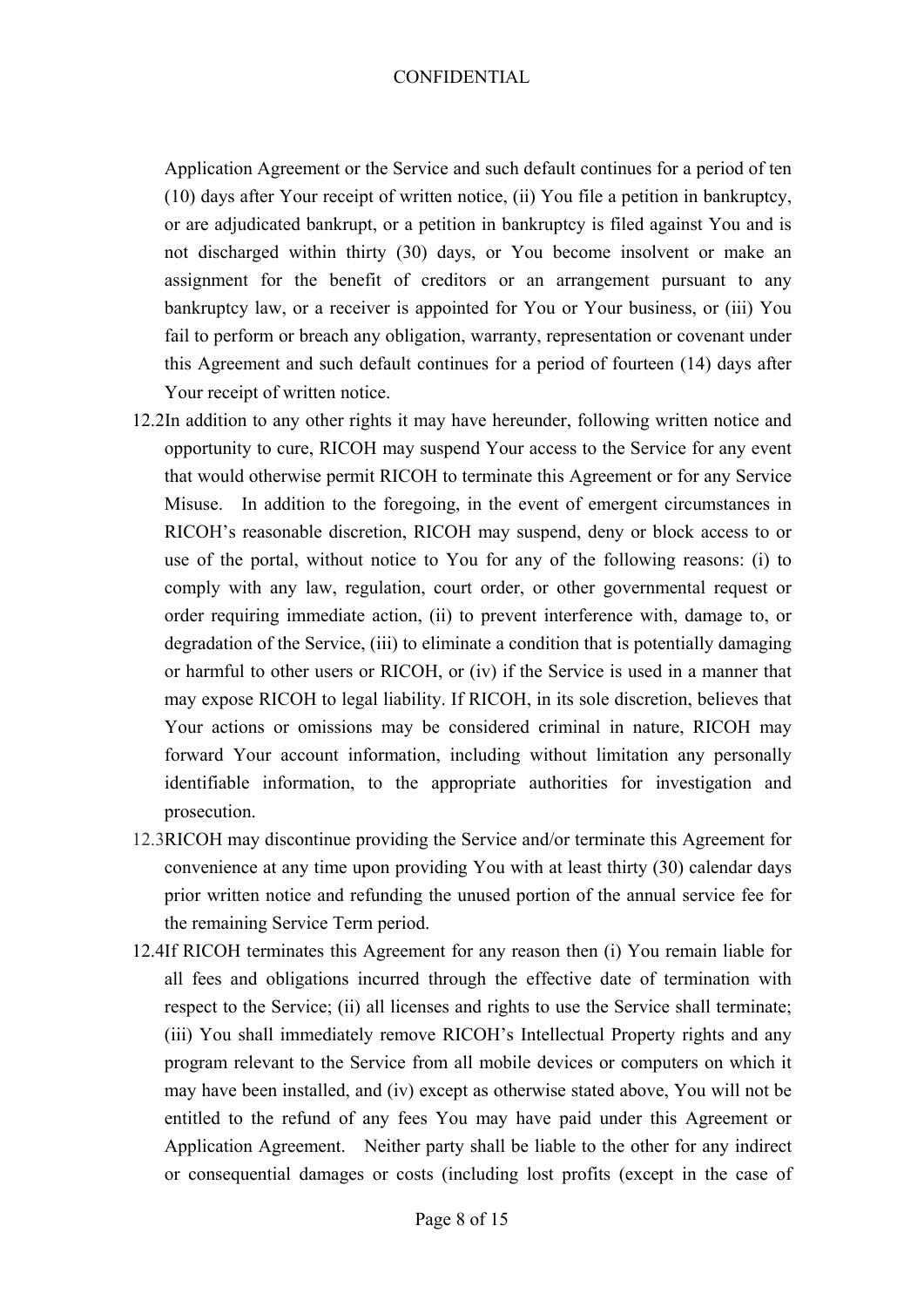Application Agreement or the Service and such default continues for a period of ten (10) days after Your receipt of written notice, (ii) You file a petition in bankruptcy, or are adjudicated bankrupt, or a petition in bankruptcy is filed against You and is not discharged within thirty (30) days, or You become insolvent or make an assignment for the benefit of creditors or an arrangement pursuant to any bankruptcy law, or a receiver is appointed for You or Your business, or (iii) You fail to perform or breach any obligation, warranty, representation or covenant under this Agreement and such default continues for a period of fourteen (14) days after Your receipt of written notice.

12.2 In addition to any other rights it may have hereunder, following written notice and opportunity to cure, RICOH may suspend Your access to the Service for any event that would otherwise permit RICOH to terminate this Agreement or for any Service Misuse. In addition to the foregoing, in the event of emergent circumstances in RICOH's reasonable discretion, RICOH may suspend, deny or block access to or use of the portal, without notice to You for any of the following reasons: (i) to comply with any law, regulation, court order, or other governmental request or order requiring immediate action, (ii) to prevent interference with, damage to, or degradation of the Service, (iii) to eliminate a condition that is potentially damaging or harmful to other users or RICOH, or (iv) if the Service is used in a manner that may expose RICOH to legal liability. If RICOH, in its sole discretion, believes that Your actions or omissions may be considered criminal in nature, RICOH may forward Your account information, including without limitation any personally identifiable information, to the appropriate authorities for investigation and prosecution.

12.3 RICOH may discontinue providing the Service and/or terminate this Agreement for convenience at any time upon providing You with at least thirty (30) calendar days prior written notice and refunding the unused portion of the annual service fee for the remaining Service Term period.

12.4 If RICOH terminates this Agreement for any reason then (i) You remain liable for all fees and obligations incurred through the effective date of termination with respect to the Service; (ii) all licenses and rights to use the Service shall terminate; (iii) You shall immediately remove RICOH's Intellectual Property rights and any program relevant to the Service from all mobile devices or computers on which it may have been installed, and (iv) except as otherwise stated above, You will not be entitled to the refund of any fees You may have paid under this Agreement or Application Agreement. Neither party shall be liable to the other for any indirect or consequential damages or costs (including lost profits (except in the case of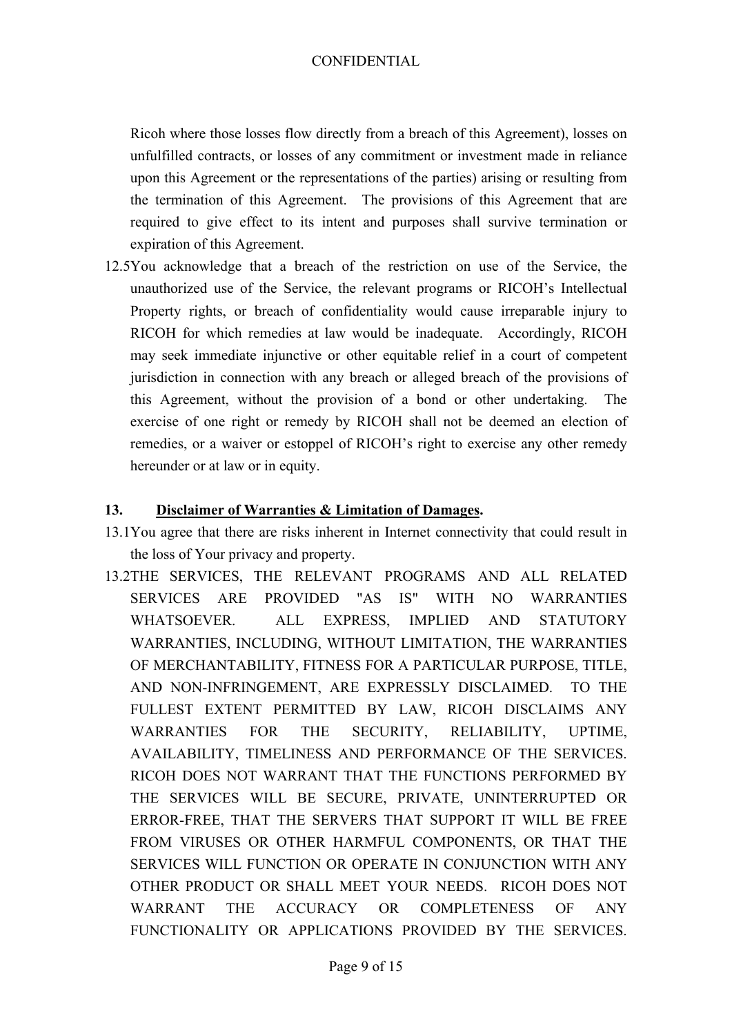Ricoh where those losses flow directly from a breach of this Agreement), losses on unfulfilled contracts, or losses of any commitment or investment made in reliance upon this Agreement or the representations of the parties) arising or resulting from the termination of this Agreement. The provisions of this Agreement that are required to give effect to its intent and purposes shall survive termination or expiration of this Agreement.

12.5 You acknowledge that a breach of the restriction on use of the Service, the unauthorized use of the Service, the relevant programs or RICOH's Intellectual Property rights, or breach of confidentiality would cause irreparable injury to RICOH for which remedies at law would be inadequate. Accordingly, RICOH may seek immediate injunctive or other equitable relief in a court of competent jurisdiction in connection with any breach or alleged breach of the provisions of this Agreement, without the provision of a bond or other undertaking. The exercise of one right or remedy by RICOH shall not be deemed an election of remedies, or a waiver or estoppel of RICOH's right to exercise any other remedy hereunder or at law or in equity.

**13. <u>Disclaimer of Warranties & Limitation of Damages</u>.**

13.1 You agree that there are risks inherent in Internet connectivity that could result in the loss of Your privacy and property.

13.2 THE SERVICES, THE RELEVANT PROGRAMS AND ALL RELATED SERVICES ARE PROVIDED "AS IS" WITH NO WARRANTIES WHATSOEVER. ALL EXPRESS, IMPLIED AND STATUTORY WARRANTIES, INCLUDING, WITHOUT LIMITATION, THE WARRANTIES OF MERCHANTABILITY, FITNESS FOR A PARTICULAR PURPOSE, TITLE, AND NON-INFRINGEMENT, ARE EXPRESSLY DISCLAIMED. TO THE FULLEST EXTENT PERMITTED BY LAW, RICOH DISCLAIMS ANY WARRANTIES FOR THE SECURITY, RELIABILITY, UPTIME, AVAILABILITY, TIMELINESS AND PERFORMANCE OF THE SERVICES. RICOH DOES NOT WARRANT THAT THE FUNCTIONS PERFORMED BY THE SERVICES WILL BE SECURE, PRIVATE, UNINTERRUPTED OR ERROR-FREE, THAT THE SERVERS THAT SUPPORT IT WILL BE FREE FROM VIRUSES OR OTHER HARMFUL COMPONENTS, OR THAT THE SERVICES WILL FUNCTION OR OPERATE IN CONJUNCTION WITH ANY OTHER PRODUCT OR SHALL MEET YOUR NEEDS. RICOH DOES NOT WARRANT THE ACCURACY OR COMPLETENESS OF ANY FUNCTIONALITY OR APPLICATIONS PROVIDED BY THE SERVICES.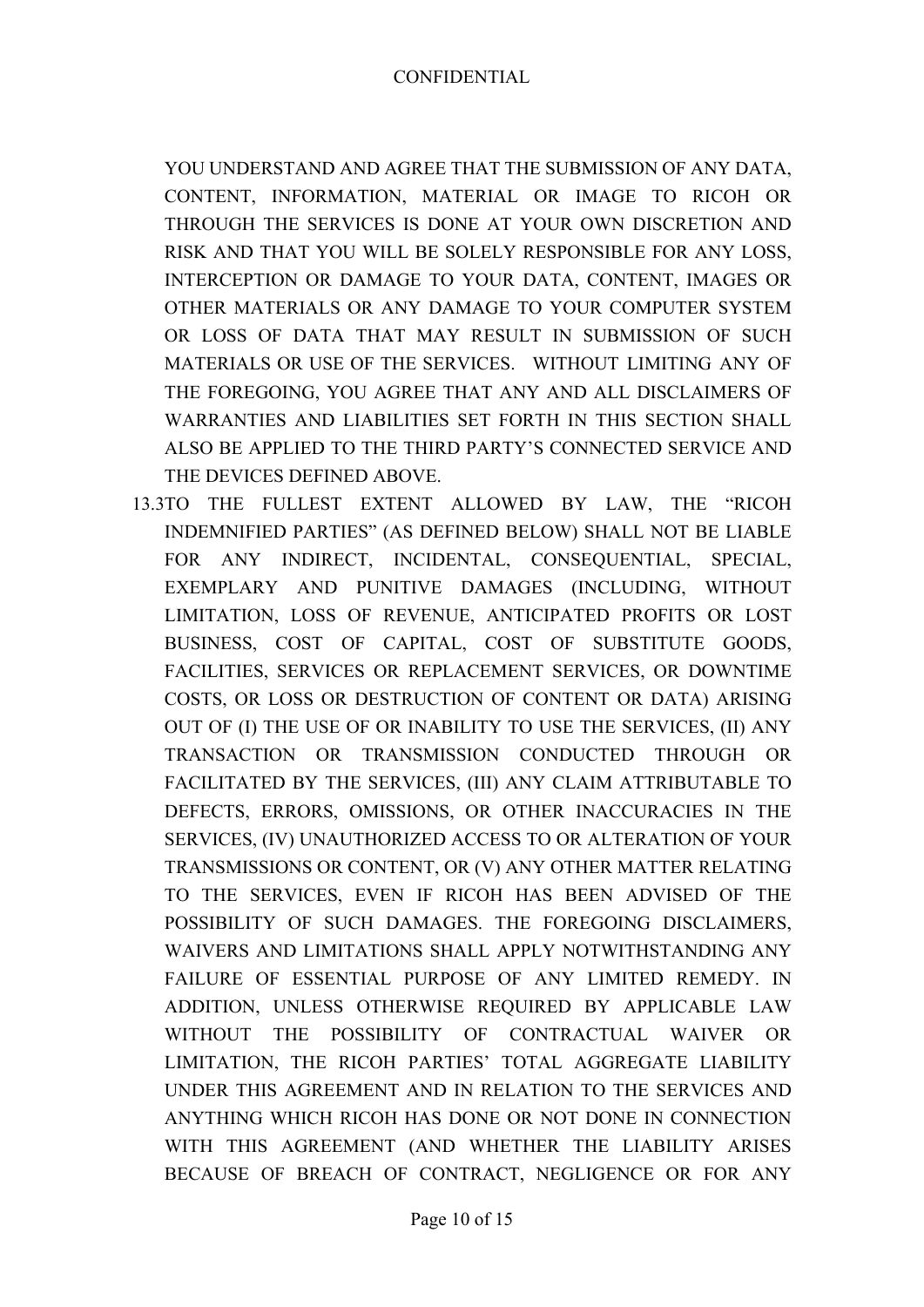YOU UNDERSTAND AND AGREE THAT THE SUBMISSION OF ANY DATA, CONTENT, INFORMATION, MATERIAL OR IMAGE TO RICOH OR THROUGH THE SERVICES IS DONE AT YOUR OWN DISCRETION AND RISK AND THAT YOU WILL BE SOLELY RESPONSIBLE FOR ANY LOSS, INTERCEPTION OR DAMAGE TO YOUR DATA, CONTENT, IMAGES OR OTHER MATERIALS OR ANY DAMAGE TO YOUR COMPUTER SYSTEM OR LOSS OF DATA THAT MAY RESULT IN SUBMISSION OF SUCH MATERIALS OR USE OF THE SERVICES. WITHOUT LIMITING ANY OF THE FOREGOING, YOU AGREE THAT ANY AND ALL DISCLAIMERS OF WARRANTIES AND LIABILITIES SET FORTH IN THIS SECTION SHALL ALSO BE APPLIED TO THE THIRD PARTY'S CONNECTED SERVICE AND THE DEVICES DEFINED ABOVE.

13.3 TO THE FULLEST EXTENT ALLOWED BY LAW, THE "RICOH INDEMNIFIED PARTIES" (AS DEFINED BELOW) SHALL NOT BE LIABLE FOR ANY INDIRECT, INCIDENTAL, CONSEQUENTIAL, SPECIAL, EXEMPLARY AND PUNITIVE DAMAGES (INCLUDING, WITHOUT LIMITATION, LOSS OF REVENUE, ANTICIPATED PROFITS OR LOST BUSINESS, COST OF CAPITAL, COST OF SUBSTITUTE GOODS, FACILITIES, SERVICES OR REPLACEMENT SERVICES, OR DOWNTIME COSTS, OR LOSS OR DESTRUCTION OF CONTENT OR DATA) ARISING OUT OF (I) THE USE OF OR INABILITY TO USE THE SERVICES, (II) ANY TRANSACTION OR TRANSMISSION CONDUCTED THROUGH OR FACILITATED BY THE SERVICES, (III) ANY CLAIM ATTRIBUTABLE TO DEFECTS, ERRORS, OMISSIONS, OR OTHER INACCURACIES IN THE SERVICES, (IV) UNAUTHORIZED ACCESS TO OR ALTERATION OF YOUR TRANSMISSIONS OR CONTENT, OR (V) ANY OTHER MATTER RELATING TO THE SERVICES, EVEN IF RICOH HAS BEEN ADVISED OF THE POSSIBILITY OF SUCH DAMAGES. THE FOREGOING DISCLAIMERS, WAIVERS AND LIMITATIONS SHALL APPLY NOTWITHSTANDING ANY FAILURE OF ESSENTIAL PURPOSE OF ANY LIMITED REMEDY. IN ADDITION, UNLESS OTHERWISE REQUIRED BY APPLICABLE LAW WITHOUT THE POSSIBILITY OF CONTRACTUAL WAIVER OR LIMITATION, THE RICOH PARTIES' TOTAL AGGREGATE LIABILITY UNDER THIS AGREEMENT AND IN RELATION TO THE SERVICES AND ANYTHING WHICH RICOH HAS DONE OR NOT DONE IN CONNECTION WITH THIS AGREEMENT (AND WHETHER THE LIABILITY ARISES BECAUSE OF BREACH OF CONTRACT, NEGLIGENCE OR FOR ANY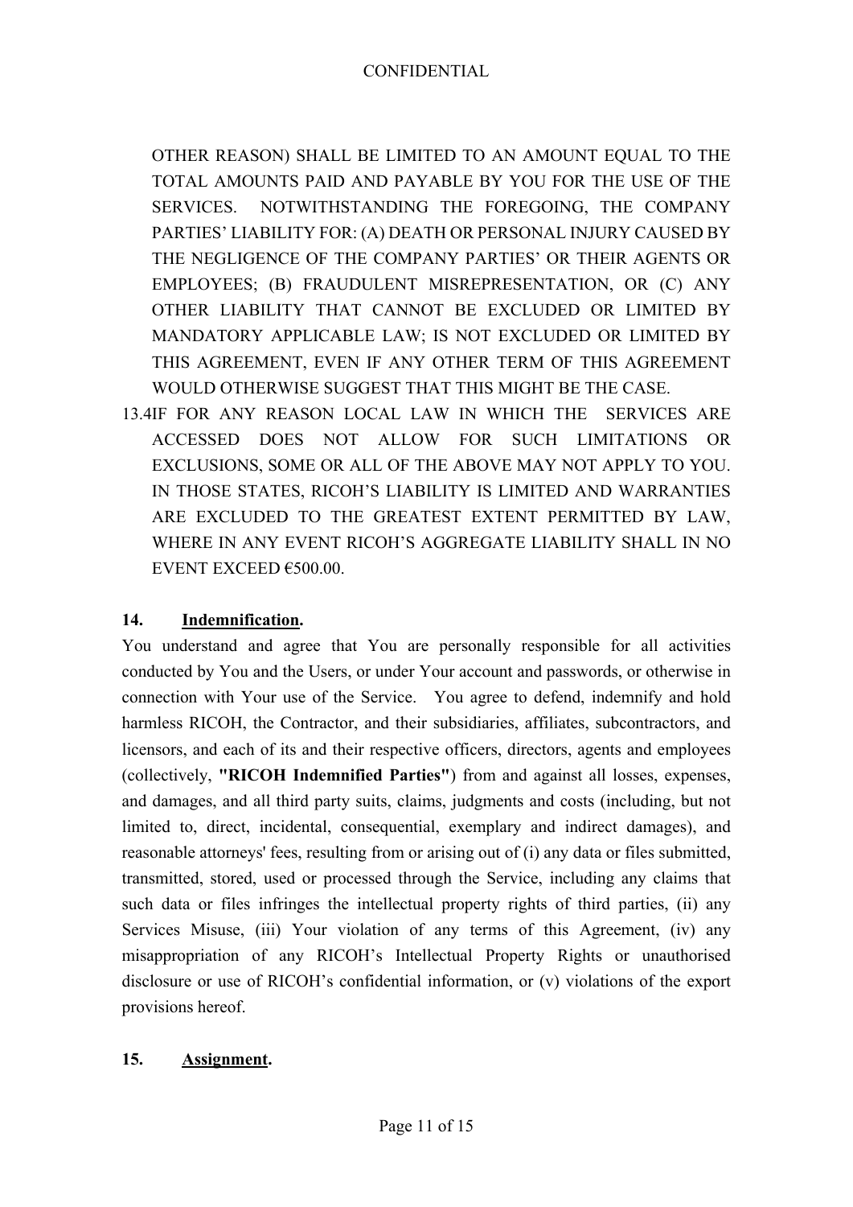OTHER REASON) SHALL BE LIMITED TO AN AMOUNT EQUAL TO THE TOTAL AMOUNTS PAID AND PAYABLE BY YOU FOR THE USE OF THE SERVICES. NOTWITHSTANDING THE FOREGOING, THE COMPANY PARTIES' LIABILITY FOR: (A) DEATH OR PERSONAL INJURY CAUSED BY THE NEGLIGENCE OF THE COMPANY PARTIES' OR THEIR AGENTS OR EMPLOYEES; (B) FRAUDULENT MISREPRESENTATION, OR (C) ANY OTHER LIABILITY THAT CANNOT BE EXCLUDED OR LIMITED BY MANDATORY APPLICABLE LAW; IS NOT EXCLUDED OR LIMITED BY THIS AGREEMENT, EVEN IF ANY OTHER TERM OF THIS AGREEMENT WOULD OTHERWISE SUGGEST THAT THIS MIGHT BE THE CASE.

13.4 IF FOR ANY REASON LOCAL LAW IN WHICH THE SERVICES ARE ACCESSED DOES NOT ALLOW FOR SUCH LIMITATIONS OR EXCLUSIONS, SOME OR ALL OF THE ABOVE MAY NOT APPLY TO YOU. IN THOSE STATES, RICOH'S LIABILITY IS LIMITED AND WARRANTIES ARE EXCLUDED TO THE GREATEST EXTENT PERMITTED BY LAW, WHERE IN ANY EVENT RICOH'S AGGREGATE LIABILITY SHALL IN NO EVENT EXCEED €500.00.

## 14. Indemnification.

You understand and agree that You are personally responsible for all activities conducted by You and the Users, or under Your account and passwords, or otherwise in connection with Your use of the Service. You agree to defend, indemnify and hold harmless RICOH, the Contractor, and their subsidiaries, affiliates, subcontractors, and licensors, and each of its and their respective officers, directors, agents and employees (collectively, **"RICOH Indemnified Parties"**) from and against all losses, expenses, and damages, and all third party suits, claims, judgments and costs (including, but not limited to, direct, incidental, consequential, exemplary and indirect damages), and reasonable attorneys' fees, resulting from or arising out of (i) any data or files submitted, transmitted, stored, used or processed through the Service, including any claims that such data or files infringes the intellectual property rights of third parties, (ii) any Services Misuse, (iii) Your violation of any terms of this Agreement, (iv) any misappropriation of any RICOH's Intellectual Property Rights or unauthorised disclosure or use of RICOH's confidential information, or (v) violations of the export provisions hereof.

## 15. Assignment.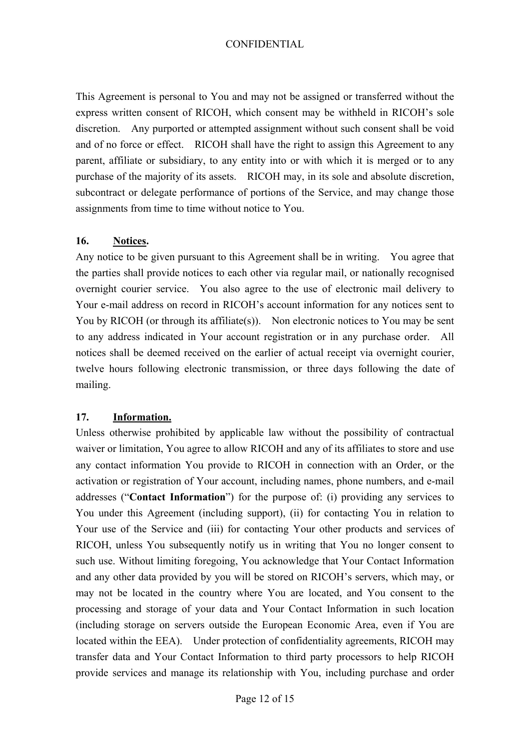This Agreement is personal to You and may not be assigned or transferred without the express written consent of RICOH, which consent may be withheld in RICOH's sole discretion. Any purported or attempted assignment without such consent shall be void and of no force or effect. RICOH shall have the right to assign this Agreement to any parent, affiliate or subsidiary, to any entity into or with which it is merged or to any purchase of the majority of its assets. RICOH may, in its sole and absolute discretion, subcontract or delegate performance of portions of the Service, and may change those assignments from time to time without notice to You.

**16. <u>Notices</u>.**

Any notice to be given pursuant to this Agreement shall be in writing. You agree that the parties shall provide notices to each other via regular mail, or nationally recognised overnight courier service. You also agree to the use of electronic mail delivery to Your e-mail address on record in RICOH's account information for any notices sent to You by RICOH (or through its affiliate(s)). Non electronic notices to You may be sent to any address indicated in Your account registration or in any purchase order. All notices shall be deemed received on the earlier of actual receipt via overnight courier, twelve hours following electronic transmission, or three days following the date of mailing.

**17. <u>Information.</u>**

Unless otherwise prohibited by applicable law without the possibility of contractual waiver or limitation, You agree to allow RICOH and any of its affiliates to store and use any contact information You provide to RICOH in connection with an Order, or the activation or registration of Your account, including names, phone numbers, and e-mail addresses ("**Contact Information**") for the purpose of: (i) providing any services to You under this Agreement (including support), (ii) for contacting You in relation to Your use of the Service and (iii) for contacting Your other products and services of RICOH, unless You subsequently notify us in writing that You no longer consent to such use. Without limiting foregoing, You acknowledge that Your Contact Information and any other data provided by you will be stored on RICOH's servers, which may, or may not be located in the country where You are located, and You consent to the processing and storage of your data and Your Contact Information in such location (including storage on servers outside the European Economic Area, even if You are located within the EEA). Under protection of confidentiality agreements, RICOH may transfer data and Your Contact Information to third party processors to help RICOH provide services and manage its relationship with You, including purchase and order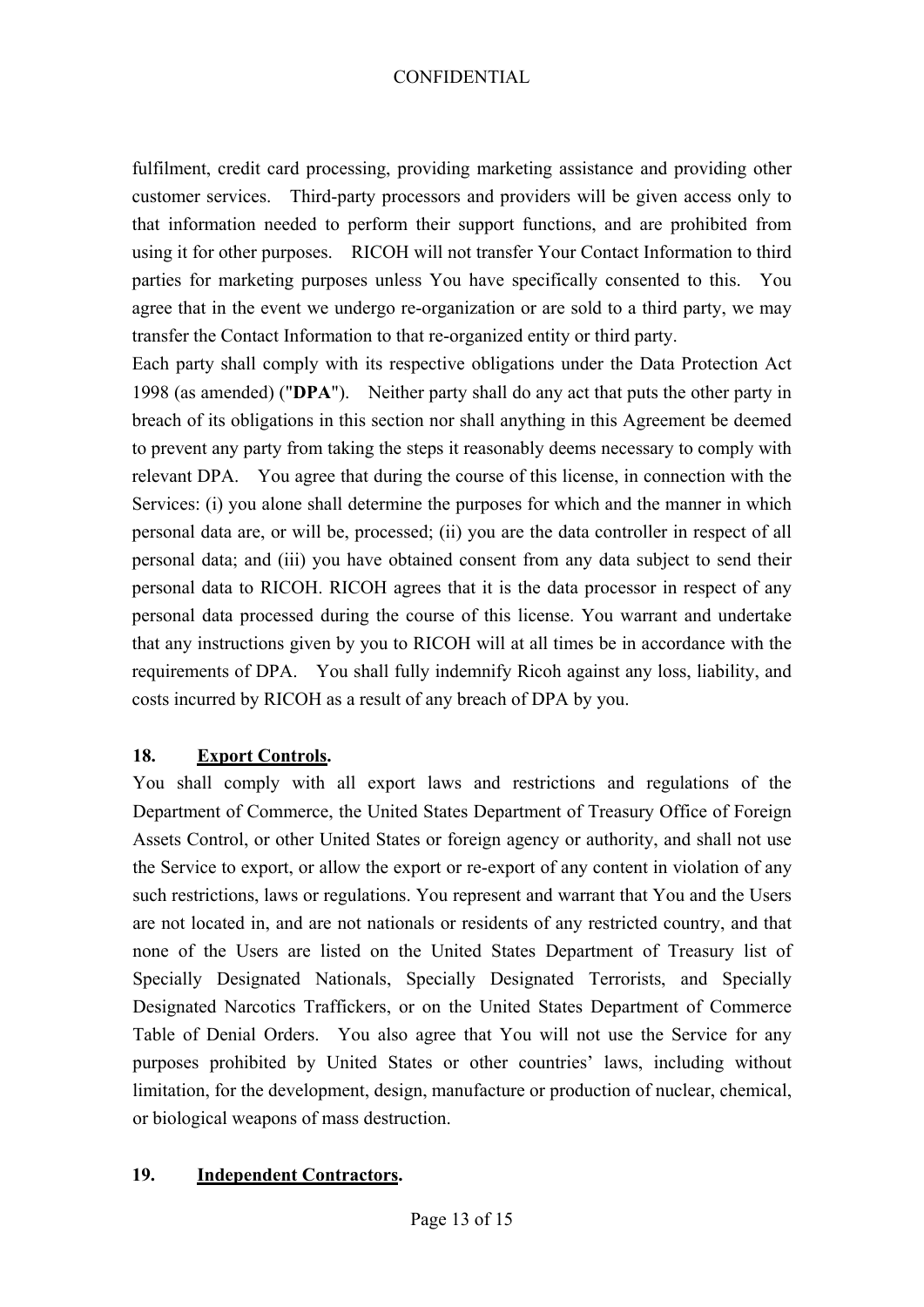fulfilment, credit card processing, providing marketing assistance and providing other customer services. Third-party processors and providers will be given access only to that information needed to perform their support functions, and are prohibited from using it for other purposes. RICOH will not transfer Your Contact Information to third parties for marketing purposes unless You have specifically consented to this. You agree that in the event we undergo re-organization or are sold to a third party, we may transfer the Contact Information to that re-organized entity or third party.

Each party shall comply with its respective obligations under the Data Protection Act 1998 (as amended) ("**DPA**"). Neither party shall do any act that puts the other party in breach of its obligations in this section nor shall anything in this Agreement be deemed to prevent any party from taking the steps it reasonably deems necessary to comply with relevant DPA. You agree that during the course of this license, in connection with the Services: (i) you alone shall determine the purposes for which and the manner in which personal data are, or will be, processed; (ii) you are the data controller in respect of all personal data; and (iii) you have obtained consent from any data subject to send their personal data to RICOH. RICOH agrees that it is the data processor in respect of any personal data processed during the course of this license. You warrant and undertake that any instructions given by you to RICOH will at all times be in accordance with the requirements of DPA. You shall fully indemnify Ricoh against any loss, liability, and costs incurred by RICOH as a result of any breach of DPA by you.

**18. Export Controls.**

You shall comply with all export laws and restrictions and regulations of the Department of Commerce, the United States Department of Treasury Office of Foreign Assets Control, or other United States or foreign agency or authority, and shall not use the Service to export, or allow the export or re-export of any content in violation of any such restrictions, laws or regulations. You represent and warrant that You and the Users are not located in, and are not nationals or residents of any restricted country, and that none of the Users are listed on the United States Department of Treasury list of Specially Designated Nationals, Specially Designated Terrorists, and Specially Designated Narcotics Traffickers, or on the United States Department of Commerce Table of Denial Orders. You also agree that You will not use the Service for any purposes prohibited by United States or other countries' laws, including without limitation, for the development, design, manufacture or production of nuclear, chemical, or biological weapons of mass destruction.

**19. Independent Contractors.**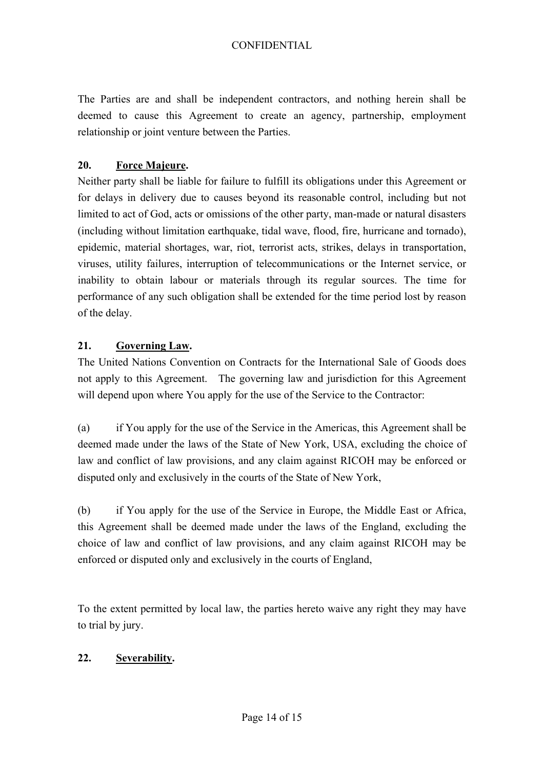The Parties are and shall be independent contractors, and nothing herein shall be deemed to cause this Agreement to create an agency, partnership, employment relationship or joint venture between the Parties.

**20. Force Majeure.**

Neither party shall be liable for failure to fulfill its obligations under this Agreement or for delays in delivery due to causes beyond its reasonable control, including but not limited to act of God, acts or omissions of the other party, man-made or natural disasters (including without limitation earthquake, tidal wave, flood, fire, hurricane and tornado), epidemic, material shortages, war, riot, terrorist acts, strikes, delays in transportation, viruses, utility failures, interruption of telecommunications or the Internet service, or inability to obtain labour or materials through its regular sources. The time for performance of any such obligation shall be extended for the time period lost by reason of the delay.

**21. Governing Law.**

The United Nations Convention on Contracts for the International Sale of Goods does not apply to this Agreement. The governing law and jurisdiction for this Agreement will depend upon where You apply for the use of the Service to the Contractor:

(a) if You apply for the use of the Service in the Americas, this Agreement shall be deemed made under the laws of the State of New York, USA, excluding the choice of law and conflict of law provisions, and any claim against RICOH may be enforced or disputed only and exclusively in the courts of the State of New York,

(b) if You apply for the use of the Service in Europe, the Middle East or Africa, this Agreement shall be deemed made under the laws of the England, excluding the choice of law and conflict of law provisions, and any claim against RICOH may be enforced or disputed only and exclusively in the courts of England,

To the extent permitted by local law, the parties hereto waive any right they may have to trial by jury.

**22. Severability.**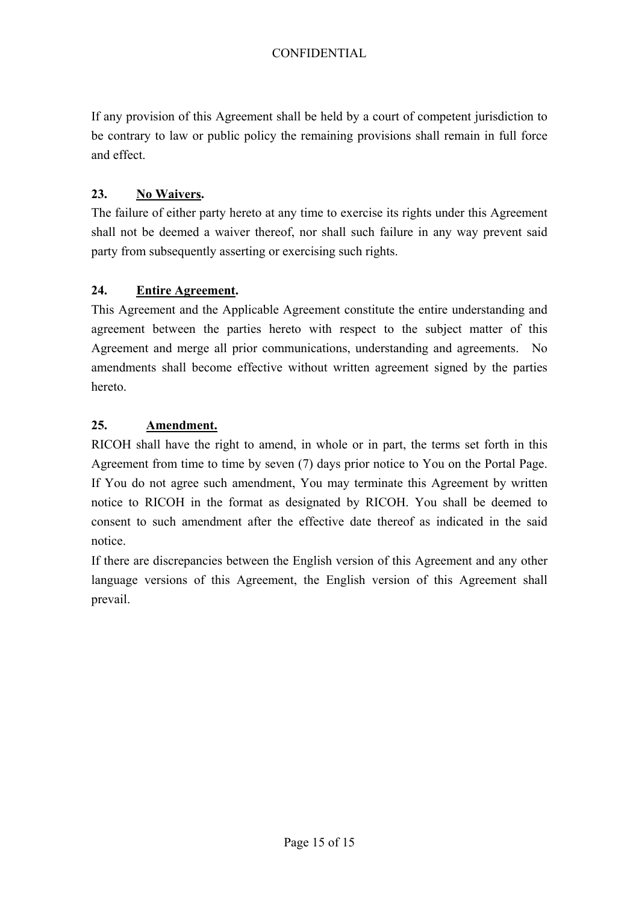If any provision of this Agreement shall be held by a court of competent jurisdiction to be contrary to law or public policy the remaining provisions shall remain in full force and effect.

**23. No Waivers.**

The failure of either party hereto at any time to exercise its rights under this Agreement shall not be deemed a waiver thereof, nor shall such failure in any way prevent said party from subsequently asserting or exercising such rights.

**24. Entire Agreement.**

This Agreement and the Applicable Agreement constitute the entire understanding and agreement between the parties hereto with respect to the subject matter of this Agreement and merge all prior communications, understanding and agreements. No amendments shall become effective without written agreement signed by the parties hereto.

**25. Amendment.**

RICOH shall have the right to amend, in whole or in part, the terms set forth in this Agreement from time to time by seven (7) days prior notice to You on the Portal Page. If You do not agree such amendment, You may terminate this Agreement by written notice to RICOH in the format as designated by RICOH. You shall be deemed to consent to such amendment after the effective date thereof as indicated in the said notice.

If there are discrepancies between the English version of this Agreement and any other language versions of this Agreement, the English version of this Agreement shall prevail.